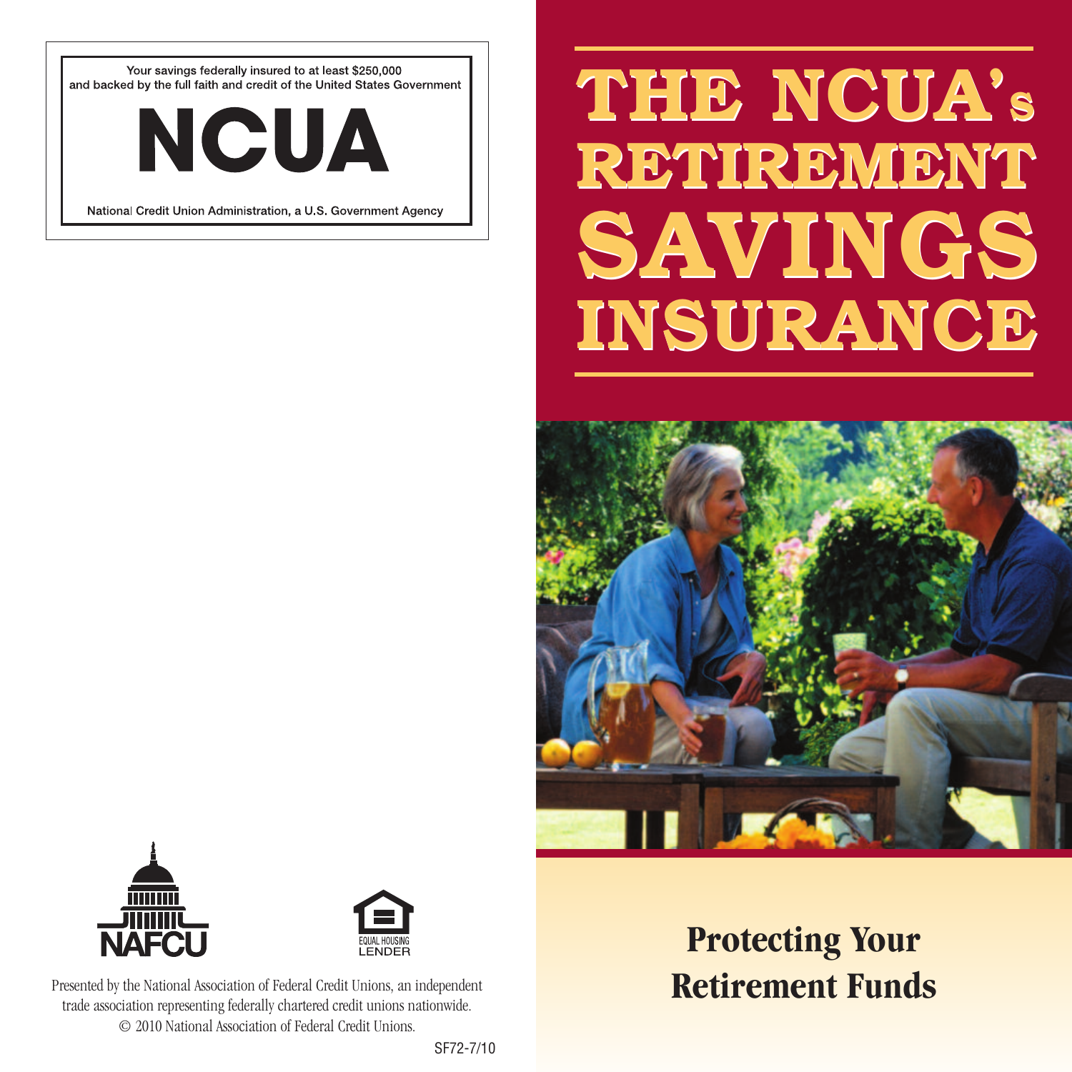Your savings federally insured to at least $250,000
and backed by the full faith and credit of the United States Government

**NCUA**

National Credit Union Administration, a U.S. Government Agency

NAFCU

EQUAL HOUSING LENDER

Presented by the National Association of Federal Credit Unions, an independent trade association representing federally chartered credit unions nationwide.
© 2010 National Association of Federal Credit Unions.

SF72-7/10

# THE NCUA's RETIREMENT SAVINGS INSURANCE

## Protecting Your Retirement Funds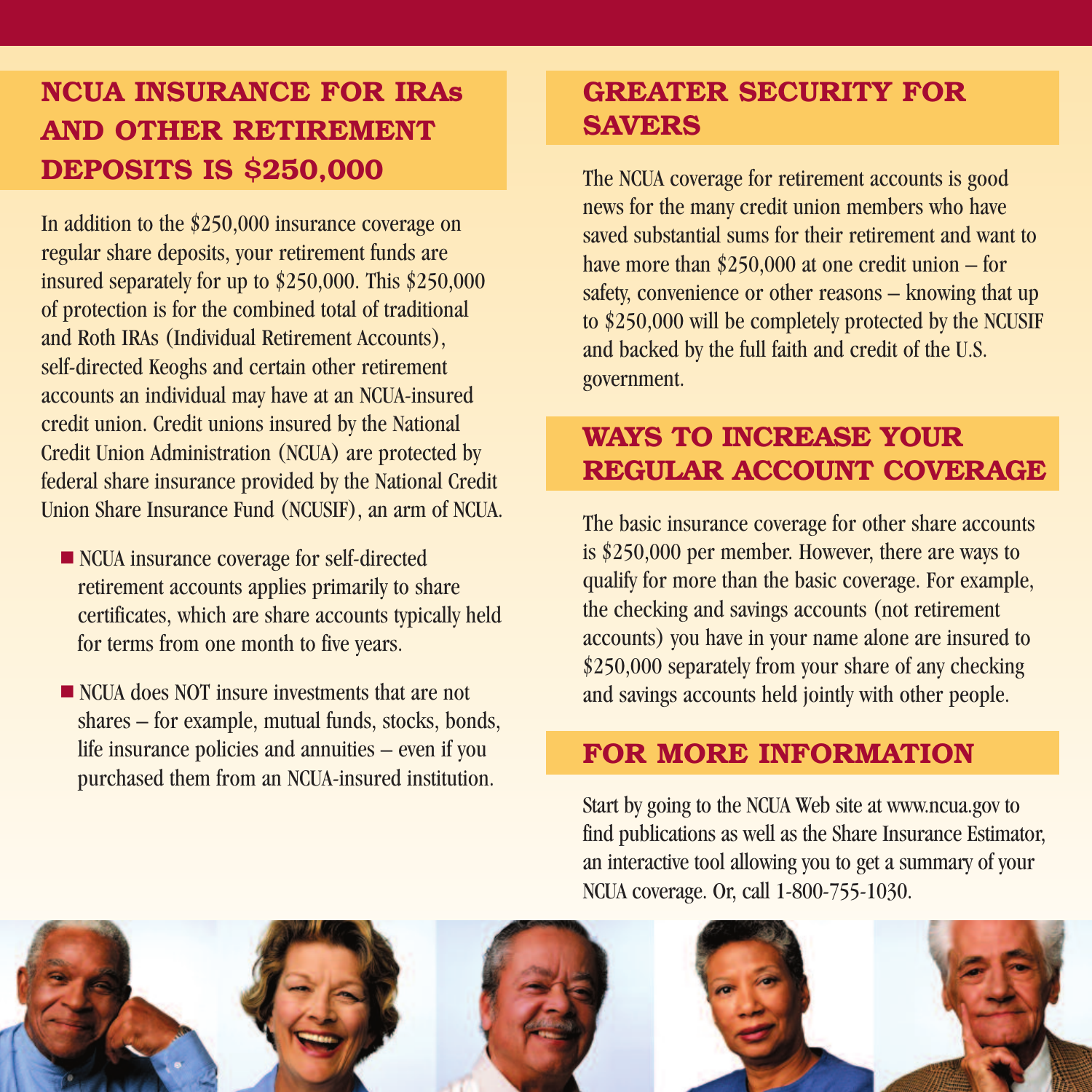## NCUA INSURANCE FOR IRAs AND OTHER RETIREMENT DEPOSITS IS $250,000

In addition to the $250,000 insurance coverage on regular share deposits, your retirement funds are insured separately for up to $250,000. This $250,000 of protection is for the combined total of traditional and Roth IRAs (Individual Retirement Accounts), self-directed Keoghs and certain other retirement accounts an individual may have at an NCUA-insured credit union. Credit unions insured by the National Credit Union Administration (NCUA) are protected by federal share insurance provided by the National Credit Union Share Insurance Fund (NCUSIF), an arm of NCUA.

- NCUA insurance coverage for self-directed retirement accounts applies primarily to share certificates, which are share accounts typically held for terms from one month to five years.
- NCUA does NOT insure investments that are not shares – for example, mutual funds, stocks, bonds, life insurance policies and annuities – even if you purchased them from an NCUA-insured institution.

## GREATER SECURITY FOR SAVERS

The NCUA coverage for retirement accounts is good news for the many credit union members who have saved substantial sums for their retirement and want to have more than $250,000 at one credit union – for safety, convenience or other reasons – knowing that up to $250,000 will be completely protected by the NCUSIF and backed by the full faith and credit of the U.S. government.

## WAYS TO INCREASE YOUR REGULAR ACCOUNT COVERAGE

The basic insurance coverage for other share accounts is $250,000 per member. However, there are ways to qualify for more than the basic coverage. For example, the checking and savings accounts (not retirement accounts) you have in your name alone are insured to $250,000 separately from your share of any checking and savings accounts held jointly with other people.

## FOR MORE INFORMATION

Start by going to the NCUA Web site at www.ncua.gov to find publications as well as the Share Insurance Estimator, an interactive tool allowing you to get a summary of your NCUA coverage. Or, call 1-800-755-1030.